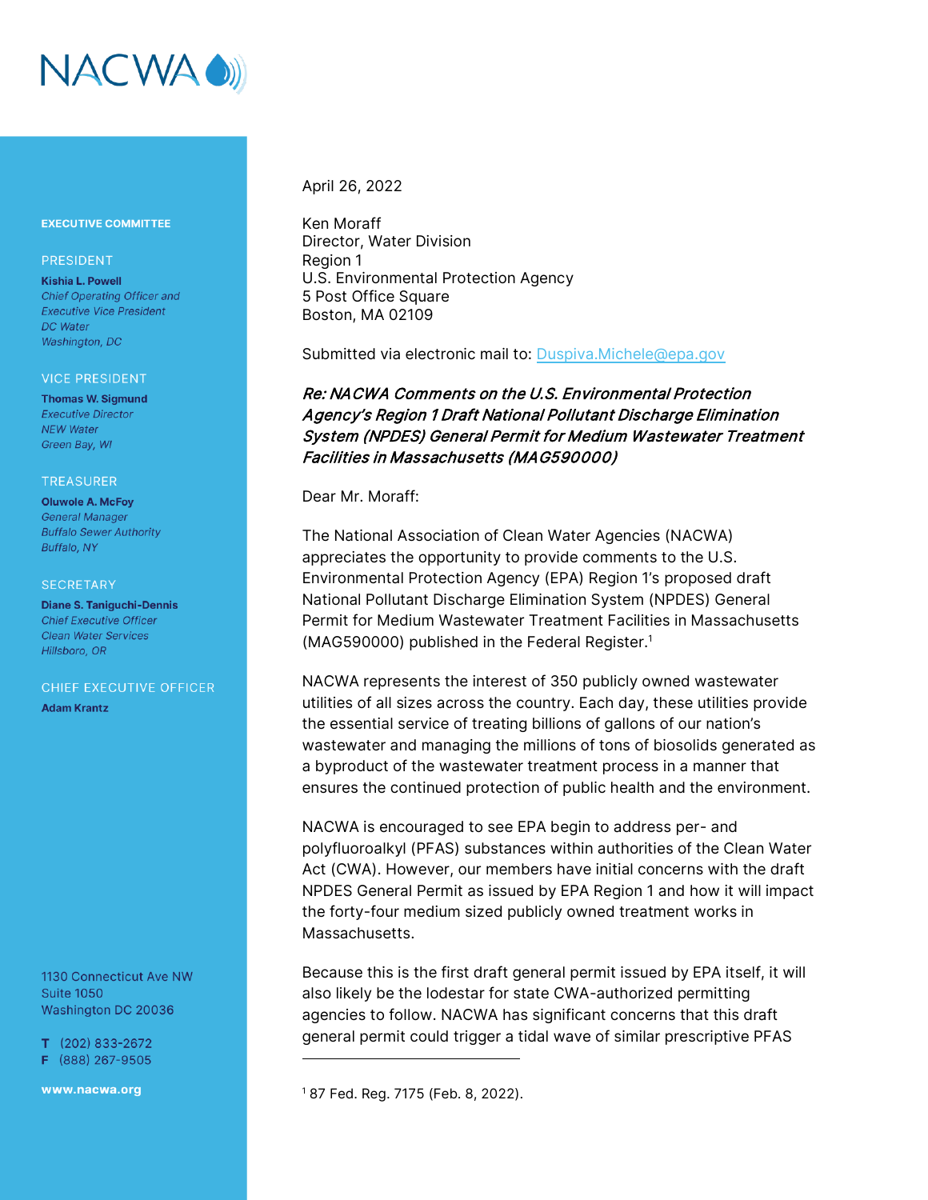NACWA

**EXECUTIVE COMMITTEE**

PRESIDENT

**Kishia L. Powell**
*Chief Operating Officer and Executive Vice President*
*DC Water*
*Washington, DC*

VICE PRESIDENT

**Thomas W. Sigmund**
*Executive Director*
*NEW Water*
*Green Bay, WI*

TREASURER

**Oluwole A. McFoy**
*General Manager*
*Buffalo Sewer Authority*
*Buffalo, NY*

SECRETARY

**Diane S. Taniguchi-Dennis**
*Chief Executive Officer*
*Clean Water Services*
*Hillsboro, OR*

CHIEF EXECUTIVE OFFICER

**Adam Krantz**

1130 Connecticut Ave NW
Suite 1050
Washington DC 20036

T (202) 833-2672
F (888) 267-9505

**www.nacwa.org**

April 26, 2022

Ken Moraff
Director, Water Division
Region 1
U.S. Environmental Protection Agency
5 Post Office Square
Boston, MA 02109

Submitted via electronic mail to: Duspiva.Michele@epa.gov

***Re: NACWA Comments on the U.S. Environmental Protection Agency's Region 1 Draft National Pollutant Discharge Elimination System (NPDES) General Permit for Medium Wastewater Treatment Facilities in Massachusetts (MAG590000)***

Dear Mr. Moraff:

The National Association of Clean Water Agencies (NACWA) appreciates the opportunity to provide comments to the U.S. Environmental Protection Agency (EPA) Region 1's proposed draft National Pollutant Discharge Elimination System (NPDES) General Permit for Medium Wastewater Treatment Facilities in Massachusetts (MAG590000) published in the Federal Register.[1]

NACWA represents the interest of 350 publicly owned wastewater utilities of all sizes across the country. Each day, these utilities provide the essential service of treating billions of gallons of our nation's wastewater and managing the millions of tons of biosolids generated as a byproduct of the wastewater treatment process in a manner that ensures the continued protection of public health and the environment.

NACWA is encouraged to see EPA begin to address per- and polyfluoroalkyl (PFAS) substances within authorities of the Clean Water Act (CWA). However, our members have initial concerns with the draft NPDES General Permit as issued by EPA Region 1 and how it will impact the forty-four medium sized publicly owned treatment works in Massachusetts.

Because this is the first draft general permit issued by EPA itself, it will also likely be the lodestar for state CWA-authorized permitting agencies to follow. NACWA has significant concerns that this draft general permit could trigger a tidal wave of similar prescriptive PFAS

---

[1] 87 Fed. Reg. 7175 (Feb. 8, 2022).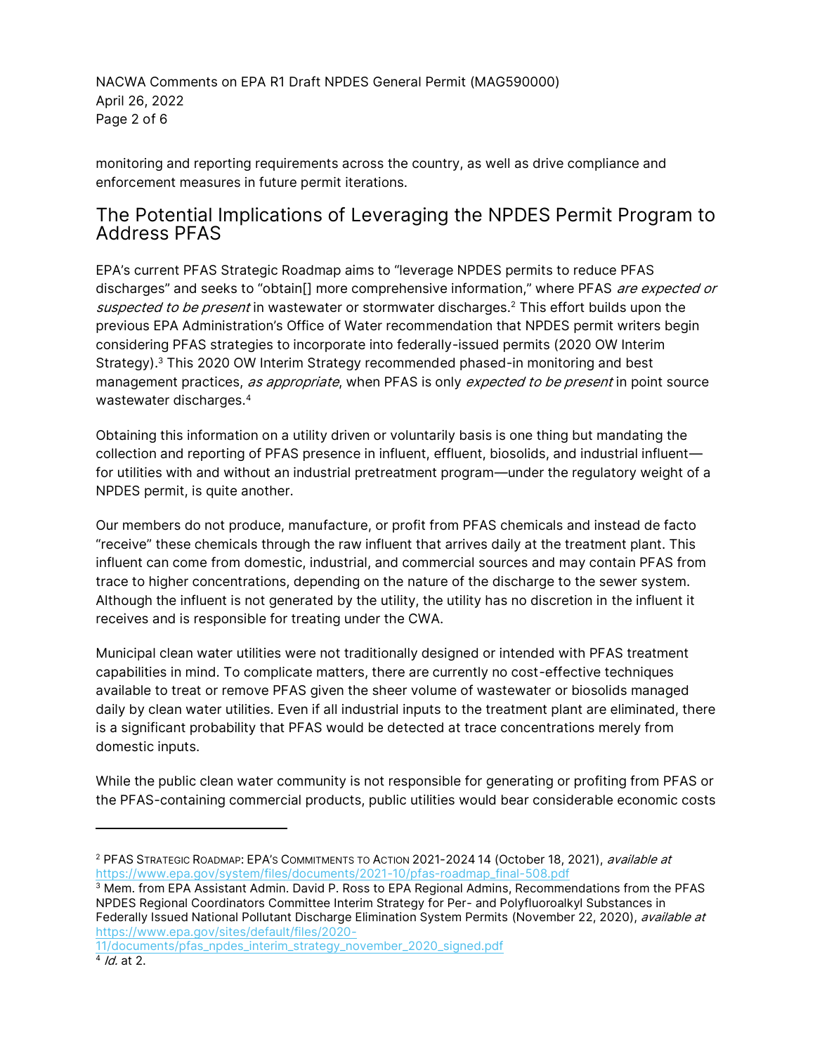monitoring and reporting requirements across the country, as well as drive compliance and enforcement measures in future permit iterations.

## The Potential Implications of Leveraging the NPDES Permit Program to Address PFAS

EPA's current PFAS Strategic Roadmap aims to "leverage NPDES permits to reduce PFAS discharges" and seeks to "obtain[] more comprehensive information," where PFAS *are expected or suspected to be present* in wastewater or stormwater discharges.[2] This effort builds upon the previous EPA Administration's Office of Water recommendation that NPDES permit writers begin considering PFAS strategies to incorporate into federally-issued permits (2020 OW Interim Strategy).[3] This 2020 OW Interim Strategy recommended phased-in monitoring and best management practices, *as appropriate*, when PFAS is only *expected to be present* in point source wastewater discharges.[4]

Obtaining this information on a utility driven or voluntarily basis is one thing but mandating the collection and reporting of PFAS presence in influent, effluent, biosolids, and industrial influent—for utilities with and without an industrial pretreatment program—under the regulatory weight of a NPDES permit, is quite another.

Our members do not produce, manufacture, or profit from PFAS chemicals and instead de facto "receive" these chemicals through the raw influent that arrives daily at the treatment plant. This influent can come from domestic, industrial, and commercial sources and may contain PFAS from trace to higher concentrations, depending on the nature of the discharge to the sewer system. Although the influent is not generated by the utility, the utility has no discretion in the influent it receives and is responsible for treating under the CWA.

Municipal clean water utilities were not traditionally designed or intended with PFAS treatment capabilities in mind. To complicate matters, there are currently no cost-effective techniques available to treat or remove PFAS given the sheer volume of wastewater or biosolids managed daily by clean water utilities. Even if all industrial inputs to the treatment plant are eliminated, there is a significant probability that PFAS would be detected at trace concentrations merely from domestic inputs.

While the public clean water community is not responsible for generating or profiting from PFAS or the PFAS-containing commercial products, public utilities would bear considerable economic costs

---

[2] PFAS STRATEGIC ROADMAP: EPA'S COMMITMENTS TO ACTION 2021-2024 14 (October 18, 2021), *available at* https://www.epa.gov/system/files/documents/2021-10/pfas-roadmap_final-508.pdf

[3] Mem. from EPA Assistant Admin. David P. Ross to EPA Regional Admins, Recommendations from the PFAS NPDES Regional Coordinators Committee Interim Strategy for Per- and Polyfluoroalkyl Substances in Federally Issued National Pollutant Discharge Elimination System Permits (November 22, 2020), *available at* https://www.epa.gov/sites/default/files/2020-11/documents/pfas_npdes_interim_strategy_november_2020_signed.pdf

[4] *Id.* at 2.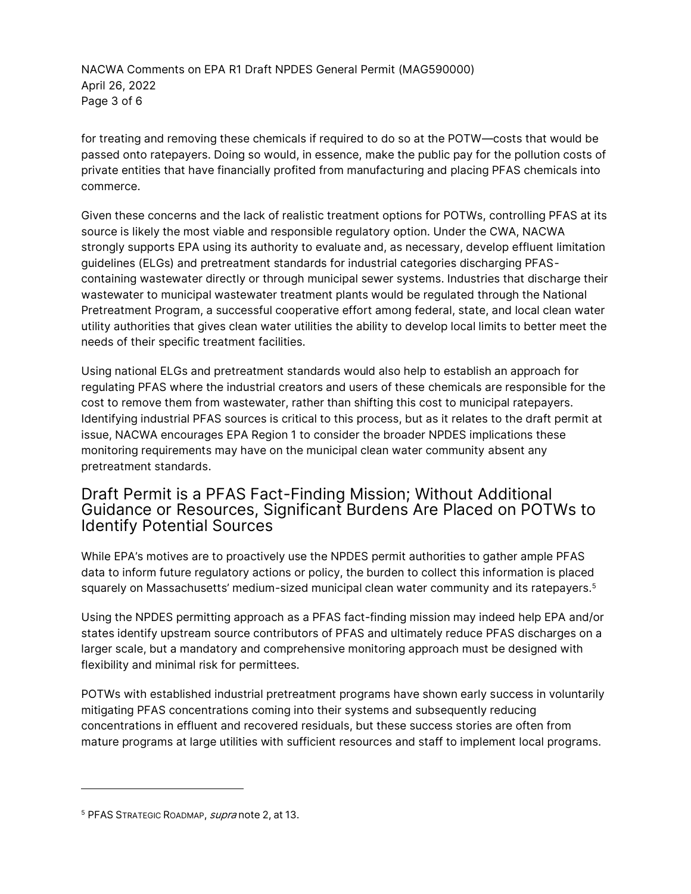for treating and removing these chemicals if required to do so at the POTW—costs that would be passed onto ratepayers. Doing so would, in essence, make the public pay for the pollution costs of private entities that have financially profited from manufacturing and placing PFAS chemicals into commerce.

Given these concerns and the lack of realistic treatment options for POTWs, controlling PFAS at its source is likely the most viable and responsible regulatory option. Under the CWA, NACWA strongly supports EPA using its authority to evaluate and, as necessary, develop effluent limitation guidelines (ELGs) and pretreatment standards for industrial categories discharging PFAS-containing wastewater directly or through municipal sewer systems. Industries that discharge their wastewater to municipal wastewater treatment plants would be regulated through the National Pretreatment Program, a successful cooperative effort among federal, state, and local clean water utility authorities that gives clean water utilities the ability to develop local limits to better meet the needs of their specific treatment facilities.

Using national ELGs and pretreatment standards would also help to establish an approach for regulating PFAS where the industrial creators and users of these chemicals are responsible for the cost to remove them from wastewater, rather than shifting this cost to municipal ratepayers. Identifying industrial PFAS sources is critical to this process, but as it relates to the draft permit at issue, NACWA encourages EPA Region 1 to consider the broader NPDES implications these monitoring requirements may have on the municipal clean water community absent any pretreatment standards.

## Draft Permit is a PFAS Fact-Finding Mission; Without Additional Guidance or Resources, Significant Burdens Are Placed on POTWs to Identify Potential Sources

While EPA's motives are to proactively use the NPDES permit authorities to gather ample PFAS data to inform future regulatory actions or policy, the burden to collect this information is placed squarely on Massachusetts' medium-sized municipal clean water community and its ratepayers.[5]

Using the NPDES permitting approach as a PFAS fact-finding mission may indeed help EPA and/or states identify upstream source contributors of PFAS and ultimately reduce PFAS discharges on a larger scale, but a mandatory and comprehensive monitoring approach must be designed with flexibility and minimal risk for permittees.

POTWs with established industrial pretreatment programs have shown early success in voluntarily mitigating PFAS concentrations coming into their systems and subsequently reducing concentrations in effluent and recovered residuals, but these success stories are often from mature programs at large utilities with sufficient resources and staff to implement local programs.

---

[5] PFAS Strategic Roadmap, *supra* note 2, at 13.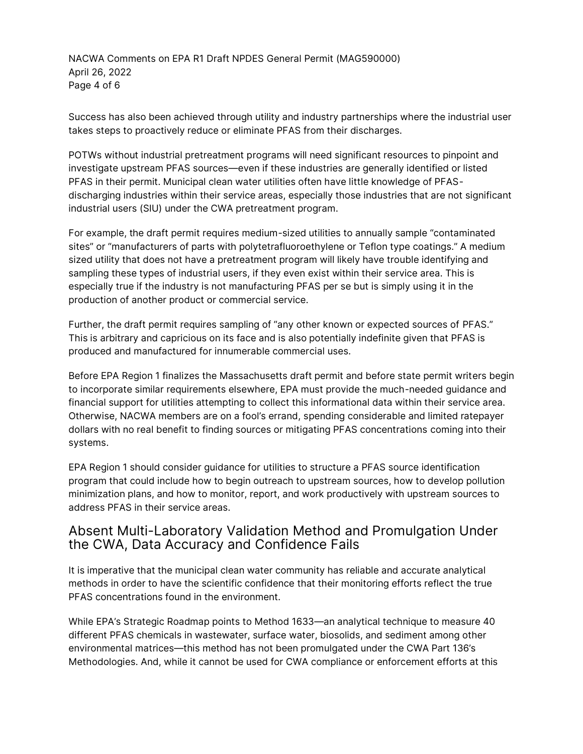Success has also been achieved through utility and industry partnerships where the industrial user takes steps to proactively reduce or eliminate PFAS from their discharges.

POTWs without industrial pretreatment programs will need significant resources to pinpoint and investigate upstream PFAS sources—even if these industries are generally identified or listed PFAS in their permit. Municipal clean water utilities often have little knowledge of PFAS-discharging industries within their service areas, especially those industries that are not significant industrial users (SIU) under the CWA pretreatment program.

For example, the draft permit requires medium-sized utilities to annually sample "contaminated sites" or "manufacturers of parts with polytetrafluoroethylene or Teflon type coatings." A medium sized utility that does not have a pretreatment program will likely have trouble identifying and sampling these types of industrial users, if they even exist within their service area. This is especially true if the industry is not manufacturing PFAS per se but is simply using it in the production of another product or commercial service.

Further, the draft permit requires sampling of "any other known or expected sources of PFAS." This is arbitrary and capricious on its face and is also potentially indefinite given that PFAS is produced and manufactured for innumerable commercial uses.

Before EPA Region 1 finalizes the Massachusetts draft permit and before state permit writers begin to incorporate similar requirements elsewhere, EPA must provide the much-needed guidance and financial support for utilities attempting to collect this informational data within their service area. Otherwise, NACWA members are on a fool's errand, spending considerable and limited ratepayer dollars with no real benefit to finding sources or mitigating PFAS concentrations coming into their systems.

EPA Region 1 should consider guidance for utilities to structure a PFAS source identification program that could include how to begin outreach to upstream sources, how to develop pollution minimization plans, and how to monitor, report, and work productively with upstream sources to address PFAS in their service areas.

## Absent Multi-Laboratory Validation Method and Promulgation Under the CWA, Data Accuracy and Confidence Fails

It is imperative that the municipal clean water community has reliable and accurate analytical methods in order to have the scientific confidence that their monitoring efforts reflect the true PFAS concentrations found in the environment.

While EPA's Strategic Roadmap points to Method 1633—an analytical technique to measure 40 different PFAS chemicals in wastewater, surface water, biosolids, and sediment among other environmental matrices—this method has not been promulgated under the CWA Part 136's Methodologies. And, while it cannot be used for CWA compliance or enforcement efforts at this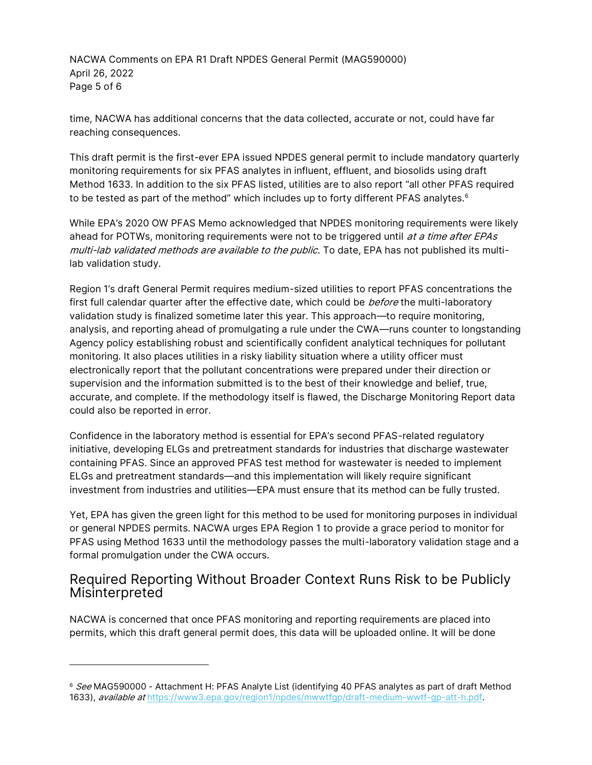time, NACWA has additional concerns that the data collected, accurate or not, could have far reaching consequences.

This draft permit is the first-ever EPA issued NPDES general permit to include mandatory quarterly monitoring requirements for six PFAS analytes in influent, effluent, and biosolids using draft Method 1633. In addition to the six PFAS listed, utilities are to also report "all other PFAS required to be tested as part of the method" which includes up to forty different PFAS analytes.[6]

While EPA's 2020 OW PFAS Memo acknowledged that NPDES monitoring requirements were likely ahead for POTWs, monitoring requirements were not to be triggered until *at a time after EPAs multi-lab validated methods are available to the public*. To date, EPA has not published its multi-lab validation study.

Region 1's draft General Permit requires medium-sized utilities to report PFAS concentrations the first full calendar quarter after the effective date, which could be *before* the multi-laboratory validation study is finalized sometime later this year. This approach—to require monitoring, analysis, and reporting ahead of promulgating a rule under the CWA—runs counter to longstanding Agency policy establishing robust and scientifically confident analytical techniques for pollutant monitoring. It also places utilities in a risky liability situation where a utility officer must electronically report that the pollutant concentrations were prepared under their direction or supervision and the information submitted is to the best of their knowledge and belief, true, accurate, and complete. If the methodology itself is flawed, the Discharge Monitoring Report data could also be reported in error.

Confidence in the laboratory method is essential for EPA's second PFAS-related regulatory initiative, developing ELGs and pretreatment standards for industries that discharge wastewater containing PFAS. Since an approved PFAS test method for wastewater is needed to implement ELGs and pretreatment standards—and this implementation will likely require significant investment from industries and utilities—EPA must ensure that its method can be fully trusted.

Yet, EPA has given the green light for this method to be used for monitoring purposes in individual or general NPDES permits. NACWA urges EPA Region 1 to provide a grace period to monitor for PFAS using Method 1633 until the methodology passes the multi-laboratory validation stage and a formal promulgation under the CWA occurs.

## Required Reporting Without Broader Context Runs Risk to be Publicly Misinterpreted

NACWA is concerned that once PFAS monitoring and reporting requirements are placed into permits, which this draft general permit does, this data will be uploaded online. It will be done

---

[6] *See* MAG590000 - Attachment H: PFAS Analyte List (identifying 40 PFAS analytes as part of draft Method 1633), *available at* https://www3.epa.gov/region1/npdes/mwwtfgp/draft-medium-wwtf-gp-att-h.pdf.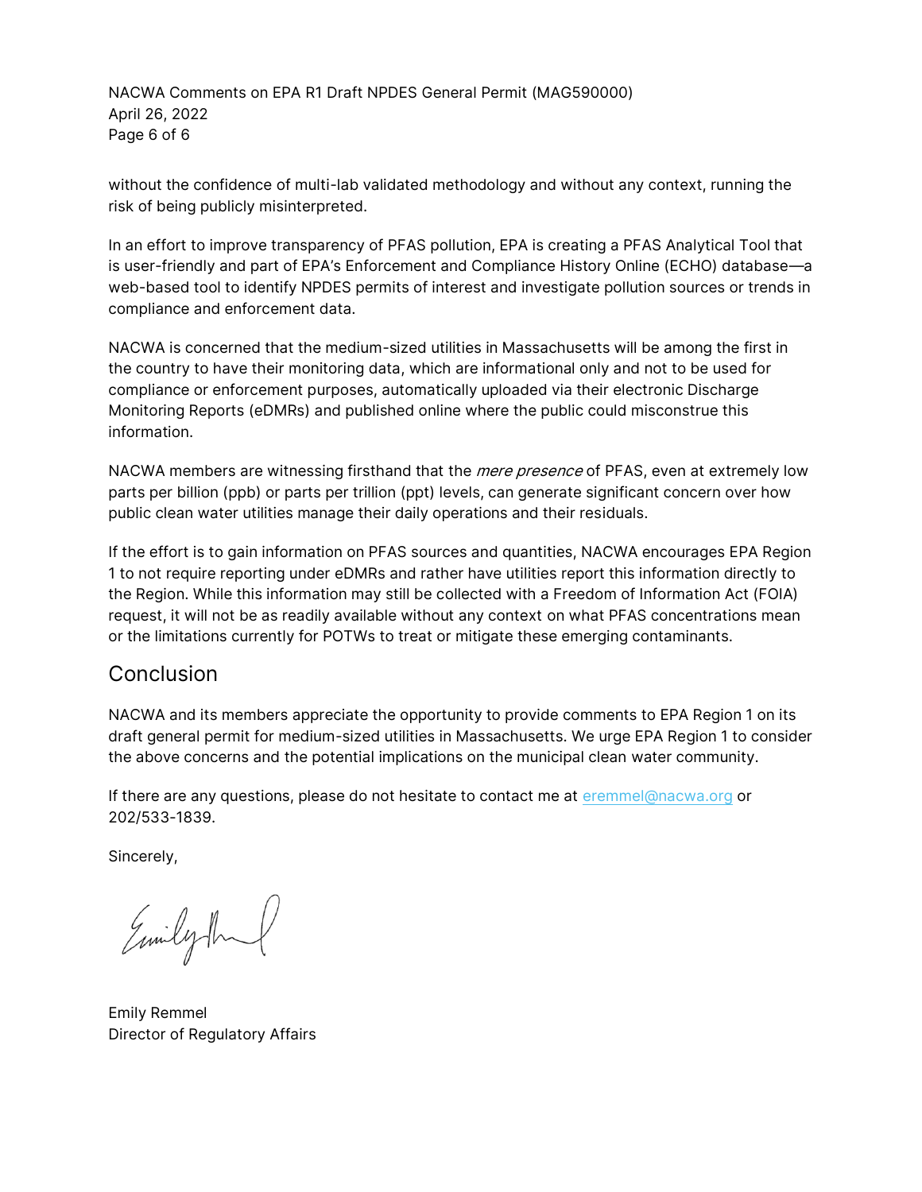without the confidence of multi-lab validated methodology and without any context, running the risk of being publicly misinterpreted.

In an effort to improve transparency of PFAS pollution, EPA is creating a PFAS Analytical Tool that is user-friendly and part of EPA's Enforcement and Compliance History Online (ECHO) database—a web-based tool to identify NPDES permits of interest and investigate pollution sources or trends in compliance and enforcement data.

NACWA is concerned that the medium-sized utilities in Massachusetts will be among the first in the country to have their monitoring data, which are informational only and not to be used for compliance or enforcement purposes, automatically uploaded via their electronic Discharge Monitoring Reports (eDMRs) and published online where the public could misconstrue this information.

NACWA members are witnessing firsthand that the *mere presence* of PFAS, even at extremely low parts per billion (ppb) or parts per trillion (ppt) levels, can generate significant concern over how public clean water utilities manage their daily operations and their residuals.

If the effort is to gain information on PFAS sources and quantities, NACWA encourages EPA Region 1 to not require reporting under eDMRs and rather have utilities report this information directly to the Region. While this information may still be collected with a Freedom of Information Act (FOIA) request, it will not be as readily available without any context on what PFAS concentrations mean or the limitations currently for POTWs to treat or mitigate these emerging contaminants.

## Conclusion

NACWA and its members appreciate the opportunity to provide comments to EPA Region 1 on its draft general permit for medium-sized utilities in Massachusetts. We urge EPA Region 1 to consider the above concerns and the potential implications on the municipal clean water community.

If there are any questions, please do not hesitate to contact me at eremmel@nacwa.org or 202/533-1839.

Sincerely,

Emily Remmel
Director of Regulatory Affairs